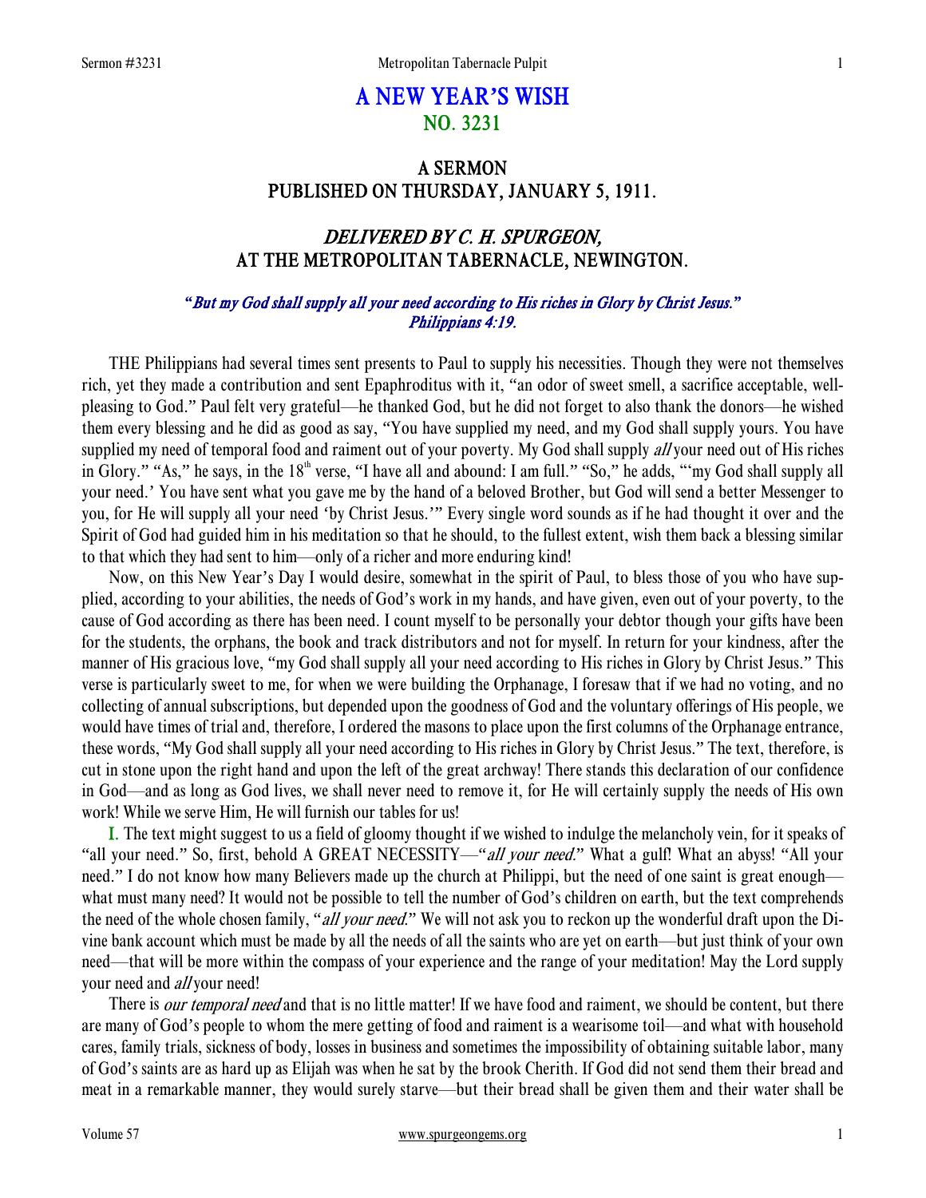# A NEW YEAR'S WISH
## NO. 3231

### A SERMON
### PUBLISHED ON THURSDAY, JANUARY 5, 1911.

### *DELIVERED BY C. H. SPURGEON,*
### AT THE METROPOLITAN TABERNACLE, NEWINGTON.

*"But my God shall supply all your need according to His riches in Glory by Christ Jesus."*
*Philippians 4:19.*

THE Philippians had several times sent presents to Paul to supply his necessities. Though they were not themselves rich, yet they made a contribution and sent Epaphroditus with it, "an odor of sweet smell, a sacrifice acceptable, well-pleasing to God." Paul felt very grateful—he thanked God, but he did not forget to also thank the donors—he wished them every blessing and he did as good as say, "You have supplied my need, and my God shall supply yours. You have supplied my need of temporal food and raiment out of your poverty. My God shall supply *all* your need out of His riches in Glory." "As," he says, in the 18th verse, "I have all and abound: I am full." "So," he adds, "'my God shall supply all your need.' You have sent what you gave me by the hand of a beloved Brother, but God will send a better Messenger to you, for He will supply all your need 'by Christ Jesus.'" Every single word sounds as if he had thought it over and the Spirit of God had guided him in his meditation so that he should, to the fullest extent, wish them back a blessing similar to that which they had sent to him—only of a richer and more enduring kind!

Now, on this New Year's Day I would desire, somewhat in the spirit of Paul, to bless those of you who have supplied, according to your abilities, the needs of God's work in my hands, and have given, even out of your poverty, to the cause of God according as there has been need. I count myself to be personally your debtor though your gifts have been for the students, the orphans, the book and track distributors and not for myself. In return for your kindness, after the manner of His gracious love, "my God shall supply all your need according to His riches in Glory by Christ Jesus." This verse is particularly sweet to me, for when we were building the Orphanage, I foresaw that if we had no voting, and no collecting of annual subscriptions, but depended upon the goodness of God and the voluntary offerings of His people, we would have times of trial and, therefore, I ordered the masons to place upon the first columns of the Orphanage entrance, these words, "My God shall supply all your need according to His riches in Glory by Christ Jesus." The text, therefore, is cut in stone upon the right hand and upon the left of the great archway! There stands this declaration of our confidence in God—and as long as God lives, we shall never need to remove it, for He will certainly supply the needs of His own work! While we serve Him, He will furnish our tables for us!

I. The text might suggest to us a field of gloomy thought if we wished to indulge the melancholy vein, for it speaks of "all your need." So, first, behold A GREAT NECESSITY—"*all your need*." What a gulf! What an abyss! "All your need." I do not know how many Believers made up the church at Philippi, but the need of one saint is great enough—what must many need? It would not be possible to tell the number of God's children on earth, but the text comprehends the need of the whole chosen family, "*all your need*." We will not ask you to reckon up the wonderful draft upon the Divine bank account which must be made by all the needs of all the saints who are yet on earth—but just think of your own need—that will be more within the compass of your experience and the range of your meditation! May the Lord supply your need and *all* your need!

There is *our temporal need* and that is no little matter! If we have food and raiment, we should be content, but there are many of God's people to whom the mere getting of food and raiment is a wearisome toil—and what with household cares, family trials, sickness of body, losses in business and sometimes the impossibility of obtaining suitable labor, many of God's saints are as hard up as Elijah was when he sat by the brook Cherith. If God did not send them their bread and meat in a remarkable manner, they would surely starve—but their bread shall be given them and their water shall be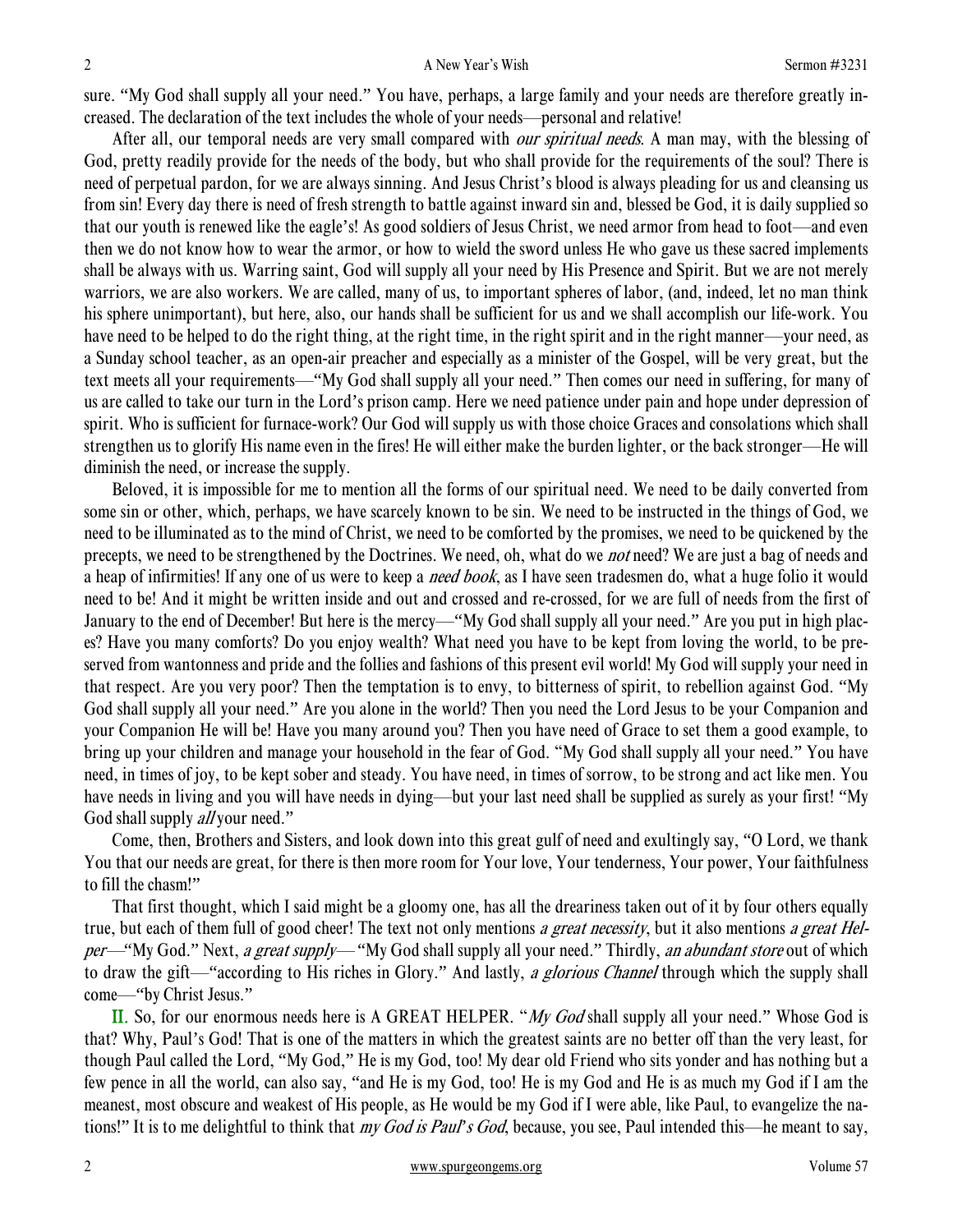sure. "My God shall supply all your need." You have, perhaps, a large family and your needs are therefore greatly increased. The declaration of the text includes the whole of your needs—personal and relative!

After all, our temporal needs are very small compared with *our spiritual needs*. A man may, with the blessing of God, pretty readily provide for the needs of the body, but who shall provide for the requirements of the soul? There is need of perpetual pardon, for we are always sinning. And Jesus Christ's blood is always pleading for us and cleansing us from sin! Every day there is need of fresh strength to battle against inward sin and, blessed be God, it is daily supplied so that our youth is renewed like the eagle's! As good soldiers of Jesus Christ, we need armor from head to foot—and even then we do not know how to wear the armor, or how to wield the sword unless He who gave us these sacred implements shall be always with us. Warring saint, God will supply all your need by His Presence and Spirit. But we are not merely warriors, we are also workers. We are called, many of us, to important spheres of labor, (and, indeed, let no man think his sphere unimportant), but here, also, our hands shall be sufficient for us and we shall accomplish our life-work. You have need to be helped to do the right thing, at the right time, in the right spirit and in the right manner—your need, as a Sunday school teacher, as an open-air preacher and especially as a minister of the Gospel, will be very great, but the text meets all your requirements—"My God shall supply all your need." Then comes our need in suffering, for many of us are called to take our turn in the Lord's prison camp. Here we need patience under pain and hope under depression of spirit. Who is sufficient for furnace-work? Our God will supply us with those choice Graces and consolations which shall strengthen us to glorify His name even in the fires! He will either make the burden lighter, or the back stronger—He will diminish the need, or increase the supply.

Beloved, it is impossible for me to mention all the forms of our spiritual need. We need to be daily converted from some sin or other, which, perhaps, we have scarcely known to be sin. We need to be instructed in the things of God, we need to be illuminated as to the mind of Christ, we need to be comforted by the promises, we need to be quickened by the precepts, we need to be strengthened by the Doctrines. We need, oh, what do we *not* need? We are just a bag of needs and a heap of infirmities! If any one of us were to keep a *need book*, as I have seen tradesmen do, what a huge folio it would need to be! And it might be written inside and out and crossed and re-crossed, for we are full of needs from the first of January to the end of December! But here is the mercy—"My God shall supply all your need." Are you put in high places? Have you many comforts? Do you enjoy wealth? What need you have to be kept from loving the world, to be preserved from wantonness and pride and the follies and fashions of this present evil world! My God will supply your need in that respect. Are you very poor? Then the temptation is to envy, to bitterness of spirit, to rebellion against God. "My God shall supply all your need." Are you alone in the world? Then you need the Lord Jesus to be your Companion and your Companion He will be! Have you many around you? Then you have need of Grace to set them a good example, to bring up your children and manage your household in the fear of God. "My God shall supply all your need." You have need, in times of joy, to be kept sober and steady. You have need, in times of sorrow, to be strong and act like men. You have needs in living and you will have needs in dying—but your last need shall be supplied as surely as your first! "My God shall supply *all* your need."

Come, then, Brothers and Sisters, and look down into this great gulf of need and exultingly say, "O Lord, we thank You that our needs are great, for there is then more room for Your love, Your tenderness, Your power, Your faithfulness to fill the chasm!"

That first thought, which I said might be a gloomy one, has all the dreariness taken out of it by four others equally true, but each of them full of good cheer! The text not only mentions *a great necessity*, but it also mentions *a great Helper*—"My God." Next, *a great supply*—"My God shall supply all your need." Thirdly, *an abundant store* out of which to draw the gift—"according to His riches in Glory." And lastly, *a glorious Channel* through which the supply shall come—"by Christ Jesus."

**II.** So, for our enormous needs here is A GREAT HELPER. "*My God* shall supply all your need." Whose God is that? Why, Paul's God! That is one of the matters in which the greatest saints are no better off than the very least, for though Paul called the Lord, "My God," He is my God, too! My dear old Friend who sits yonder and has nothing but a few pence in all the world, can also say, "and He is my God, too! He is my God and He is as much my God if I am the meanest, most obscure and weakest of His people, as He would be my God if I were able, like Paul, to evangelize the nations!" It is to me delightful to think that *my God is Paul's God*, because, you see, Paul intended this—he meant to say,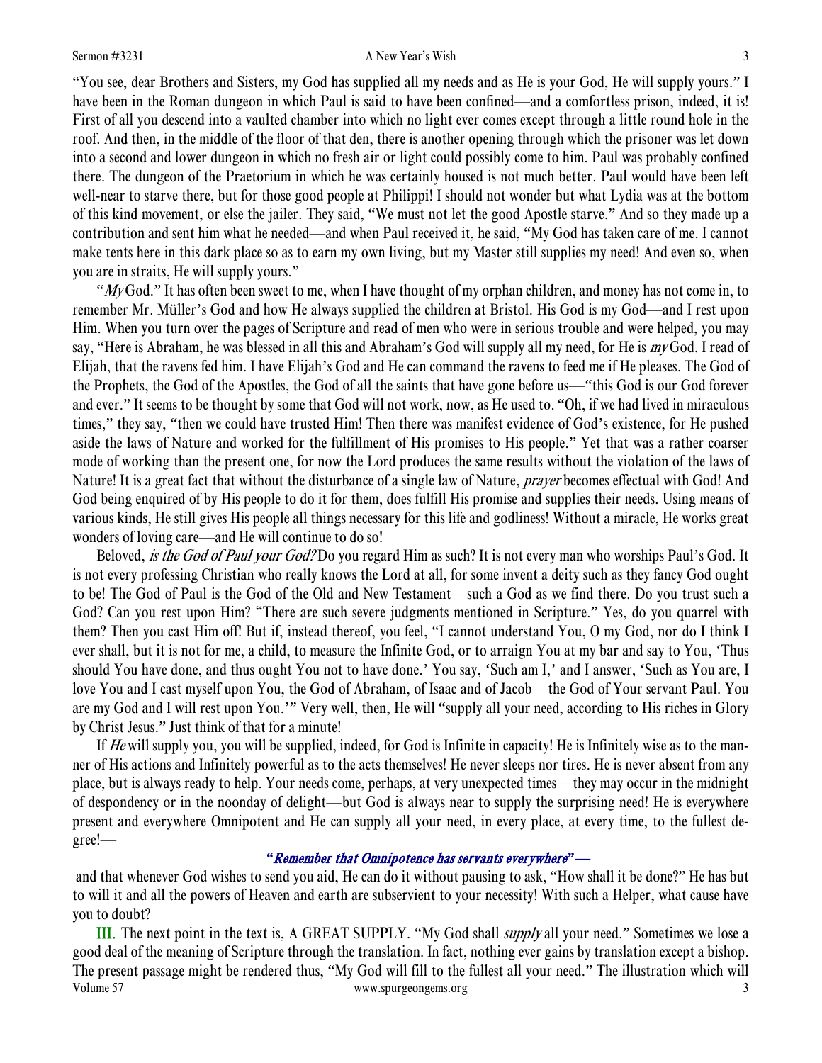"You see, dear Brothers and Sisters, my God has supplied all my needs and as He is your God, He will supply yours." I have been in the Roman dungeon in which Paul is said to have been confined—and a comfortless prison, indeed, it is! First of all you descend into a vaulted chamber into which no light ever comes except through a little round hole in the roof. And then, in the middle of the floor of that den, there is another opening through which the prisoner was let down into a second and lower dungeon in which no fresh air or light could possibly come to him. Paul was probably confined there. The dungeon of the Praetorium in which he was certainly housed is not much better. Paul would have been left well-near to starve there, but for those good people at Philippi! I should not wonder but what Lydia was at the bottom of this kind movement, or else the jailer. They said, "We must not let the good Apostle starve." And so they made up a contribution and sent him what he needed—and when Paul received it, he said, "My God has taken care of me. I cannot make tents here in this dark place so as to earn my own living, but my Master still supplies my need! And even so, when you are in straits, He will supply yours."

"*My* God." It has often been sweet to me, when I have thought of my orphan children, and money has not come in, to remember Mr. Müller's God and how He always supplied the children at Bristol. His God is my God—and I rest upon Him. When you turn over the pages of Scripture and read of men who were in serious trouble and were helped, you may say, "Here is Abraham, he was blessed in all this and Abraham's God will supply all my need, for He is *my* God. I read of Elijah, that the ravens fed him. I have Elijah's God and He can command the ravens to feed me if He pleases. The God of the Prophets, the God of the Apostles, the God of all the saints that have gone before us—"this God is our God forever and ever." It seems to be thought by some that God will not work, now, as He used to. "Oh, if we had lived in miraculous times," they say, "then we could have trusted Him! Then there was manifest evidence of God's existence, for He pushed aside the laws of Nature and worked for the fulfillment of His promises to His people." Yet that was a rather coarser mode of working than the present one, for now the Lord produces the same results without the violation of the laws of Nature! It is a great fact that without the disturbance of a single law of Nature, *prayer* becomes effectual with God! And God being enquired of by His people to do it for them, does fulfill His promise and supplies their needs. Using means of various kinds, He still gives His people all things necessary for this life and godliness! Without a miracle, He works great wonders of loving care—and He will continue to do so!

Beloved, *is the God of Paul your God?* Do you regard Him as such? It is not every man who worships Paul's God. It is not every professing Christian who really knows the Lord at all, for some invent a deity such as they fancy God ought to be! The God of Paul is the God of the Old and New Testament—such a God as we find there. Do you trust such a God? Can you rest upon Him? "There are such severe judgments mentioned in Scripture." Yes, do you quarrel with them? Then you cast Him off! But if, instead thereof, you feel, "I cannot understand You, O my God, nor do I think I ever shall, but it is not for me, a child, to measure the Infinite God, or to arraign You at my bar and say to You, 'Thus should You have done, and thus ought You not to have done.' You say, 'Such am I,' and I answer, 'Such as You are, I love You and I cast myself upon You, the God of Abraham, of Isaac and of Jacob—the God of Your servant Paul. You are my God and I will rest upon You.'" Very well, then, He will "supply all your need, according to His riches in Glory by Christ Jesus." Just think of that for a minute!

If *He* will supply you, you will be supplied, indeed, for God is Infinite in capacity! He is Infinitely wise as to the manner of His actions and Infinitely powerful as to the acts themselves! He never sleeps nor tires. He is never absent from any place, but is always ready to help. Your needs come, perhaps, at very unexpected times—they may occur in the midnight of despondency or in the noonday of delight—but God is always near to supply the surprising need! He is everywhere present and everywhere Omnipotent and He can supply all your need, in every place, at every time, to the fullest degree!—

*"Remember that Omnipotence has servants everywhere"*—

and that whenever God wishes to send you aid, He can do it without pausing to ask, "How shall it be done?" He has but to will it and all the powers of Heaven and earth are subservient to your necessity! With such a Helper, what cause have you to doubt?

III. The next point in the text is, A GREAT SUPPLY. "My God shall *supply* all your need." Sometimes we lose a good deal of the meaning of Scripture through the translation. In fact, nothing ever gains by translation except a bishop. The present passage might be rendered thus, "My God will fill to the fullest all your need." The illustration which will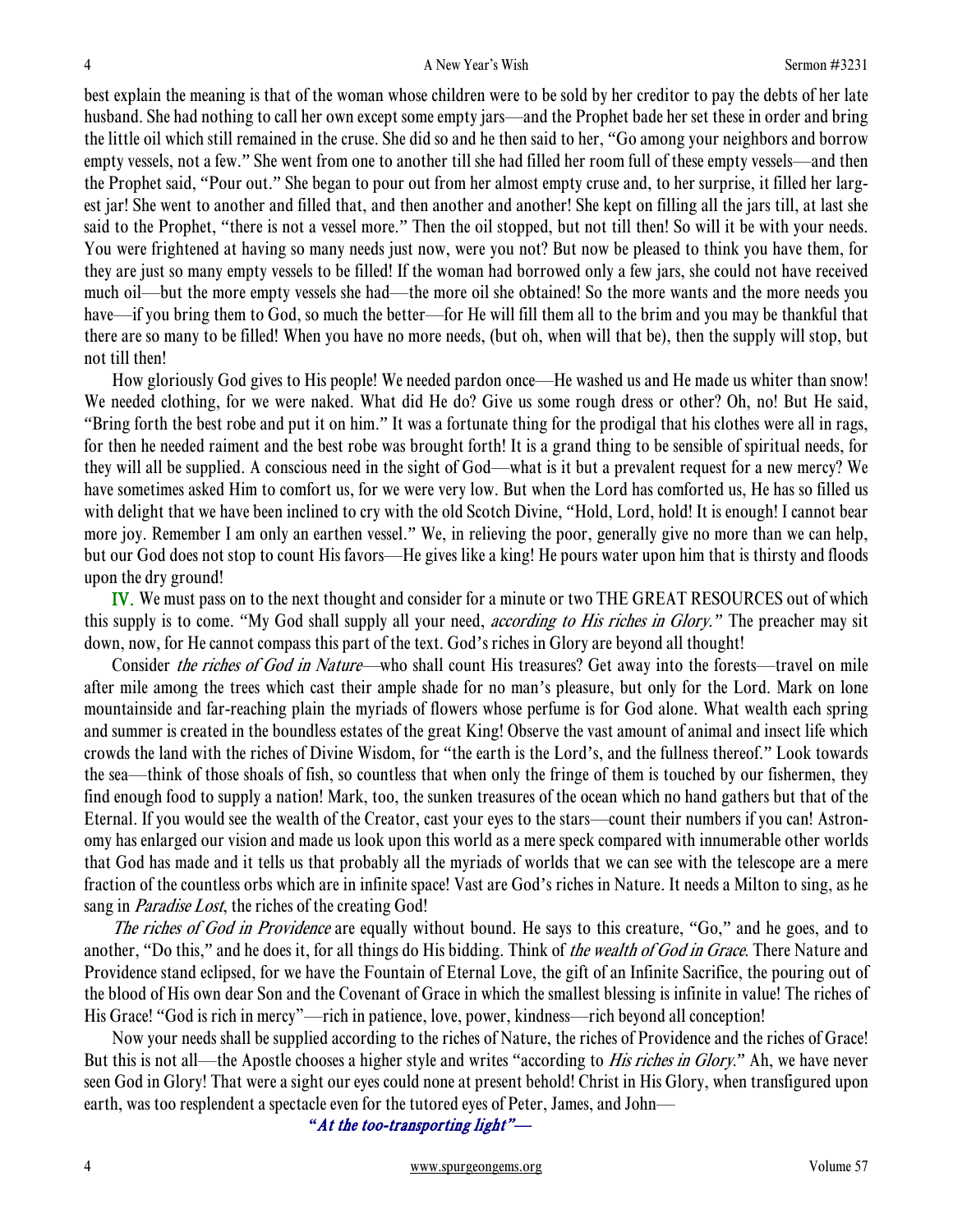best explain the meaning is that of the woman whose children were to be sold by her creditor to pay the debts of her late husband. She had nothing to call her own except some empty jars—and the Prophet bade her set these in order and bring the little oil which still remained in the cruse. She did so and he then said to her, "Go among your neighbors and borrow empty vessels, not a few." She went from one to another till she had filled her room full of these empty vessels—and then the Prophet said, "Pour out." She began to pour out from her almost empty cruse and, to her surprise, it filled her largest jar! She went to another and filled that, and then another and another! She kept on filling all the jars till, at last she said to the Prophet, "there is not a vessel more." Then the oil stopped, but not till then! So will it be with your needs. You were frightened at having so many needs just now, were you not? But now be pleased to think you have them, for they are just so many empty vessels to be filled! If the woman had borrowed only a few jars, she could not have received much oil—but the more empty vessels she had—the more oil she obtained! So the more wants and the more needs you have—if you bring them to God, so much the better—for He will fill them all to the brim and you may be thankful that there are so many to be filled! When you have no more needs, (but oh, when will that be), then the supply will stop, but not till then!

How gloriously God gives to His people! We needed pardon once—He washed us and He made us whiter than snow! We needed clothing, for we were naked. What did He do? Give us some rough dress or other? Oh, no! But He said, "Bring forth the best robe and put it on him." It was a fortunate thing for the prodigal that his clothes were all in rags, for then he needed raiment and the best robe was brought forth! It is a grand thing to be sensible of spiritual needs, for they will all be supplied. A conscious need in the sight of God—what is it but a prevalent request for a new mercy? We have sometimes asked Him to comfort us, for we were very low. But when the Lord has comforted us, He has so filled us with delight that we have been inclined to cry with the old Scotch Divine, "Hold, Lord, hold! It is enough! I cannot bear more joy. Remember I am only an earthen vessel." We, in relieving the poor, generally give no more than we can help, but our God does not stop to count His favors—He gives like a king! He pours water upon him that is thirsty and floods upon the dry ground!

**IV.** We must pass on to the next thought and consider for a minute or two THE GREAT RESOURCES out of which this supply is to come. "My God shall supply all your need, *according to His riches in Glory.*" The preacher may sit down, now, for He cannot compass this part of the text. God's riches in Glory are beyond all thought!

Consider *the riches of God in Nature*—who shall count His treasures? Get away into the forests—travel on mile after mile among the trees which cast their ample shade for no man's pleasure, but only for the Lord. Mark on lone mountainside and far-reaching plain the myriads of flowers whose perfume is for God alone. What wealth each spring and summer is created in the boundless estates of the great King! Observe the vast amount of animal and insect life which crowds the land with the riches of Divine Wisdom, for "the earth is the Lord's, and the fullness thereof." Look towards the sea—think of those shoals of fish, so countless that when only the fringe of them is touched by our fishermen, they find enough food to supply a nation! Mark, too, the sunken treasures of the ocean which no hand gathers but that of the Eternal. If you would see the wealth of the Creator, cast your eyes to the stars—count their numbers if you can! Astronomy has enlarged our vision and made us look upon this world as a mere speck compared with innumerable other worlds that God has made and it tells us that probably all the myriads of worlds that we can see with the telescope are a mere fraction of the countless orbs which are in infinite space! Vast are God's riches in Nature. It needs a Milton to sing, as he sang in *Paradise Lost*, the riches of the creating God!

*The riches of God in Providence* are equally without bound. He says to this creature, "Go," and he goes, and to another, "Do this," and he does it, for all things do His bidding. Think of *the wealth of God in Grace*. There Nature and Providence stand eclipsed, for we have the Fountain of Eternal Love, the gift of an Infinite Sacrifice, the pouring out of the blood of His own dear Son and the Covenant of Grace in which the smallest blessing is infinite in value! The riches of His Grace! "God is rich in mercy"—rich in patience, love, power, kindness—rich beyond all conception!

Now your needs shall be supplied according to the riches of Nature, the riches of Providence and the riches of Grace! But this is not all—the Apostle chooses a higher style and writes "according to *His riches in Glory*." Ah, we have never seen God in Glory! That were a sight our eyes could none at present behold! Christ in His Glory, when transfigured upon earth, was too resplendent a spectacle even for the tutored eyes of Peter, James, and John—

*"At the too-transporting light"—*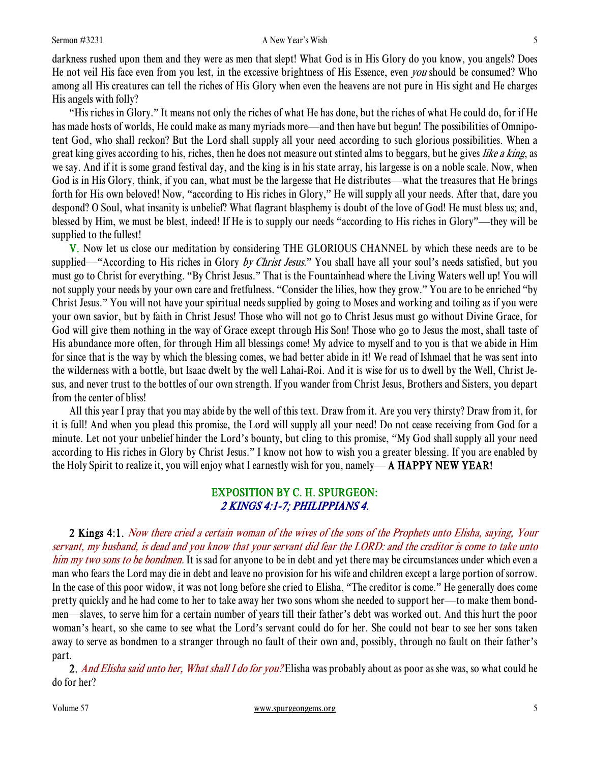darkness rushed upon them and they were as men that slept! What God is in His Glory do you know, you angels? Does He not veil His face even from you lest, in the excessive brightness of His Essence, even *you* should be consumed? Who among all His creatures can tell the riches of His Glory when even the heavens are not pure in His sight and He charges His angels with folly?

"His riches in Glory." It means not only the riches of what He has done, but the riches of what He could do, for if He has made hosts of worlds, He could make as many myriads more—and then have but begun! The possibilities of Omnipotent God, who shall reckon? But the Lord shall supply all your need according to such glorious possibilities. When a great king gives according to his, riches, then he does not measure out stinted alms to beggars, but he gives *like a king*, as we say. And if it is some grand festival day, and the king is in his state array, his largesse is on a noble scale. Now, when God is in His Glory, think, if you can, what must be the largesse that He distributes—what the treasures that He brings forth for His own beloved! Now, "according to His riches in Glory," He will supply all your needs. After that, dare you despond? O Soul, what insanity is unbelief? What flagrant blasphemy is doubt of the love of God! He must bless us; and, blessed by Him, we must be blest, indeed! If He is to supply our needs "according to His riches in Glory"—they will be supplied to the fullest!

**V.** Now let us close our meditation by considering THE GLORIOUS CHANNEL by which these needs are to be supplied—"According to His riches in Glory *by Christ Jesus*." You shall have all your soul's needs satisfied, but you must go to Christ for everything. "By Christ Jesus." That is the Fountainhead where the Living Waters well up! You will not supply your needs by your own care and fretfulness. "Consider the lilies, how they grow." You are to be enriched "by Christ Jesus." You will not have your spiritual needs supplied by going to Moses and working and toiling as if you were your own savior, but by faith in Christ Jesus! Those who will not go to Christ Jesus must go without Divine Grace, for God will give them nothing in the way of Grace except through His Son! Those who go to Jesus the most, shall taste of His abundance more often, for through Him all blessings come! My advice to myself and to you is that we abide in Him for since that is the way by which the blessing comes, we had better abide in it! We read of Ishmael that he was sent into the wilderness with a bottle, but Isaac dwelt by the well Lahai-Roi. And it is wise for us to dwell by the Well, Christ Jesus, and never trust to the bottles of our own strength. If you wander from Christ Jesus, Brothers and Sisters, you depart from the center of bliss!

All this year I pray that you may abide by the well of this text. Draw from it. Are you very thirsty? Draw from it, for it is full! And when you plead this promise, the Lord will supply all your need! Do not cease receiving from God for a minute. Let not your unbelief hinder the Lord's bounty, but cling to this promise, "My God shall supply all your need according to His riches in Glory by Christ Jesus." I know not how to wish you a greater blessing. If you are enabled by the Holy Spirit to realize it, you will enjoy what I earnestly wish for you, namely— **A HAPPY NEW YEAR!**

## EXPOSITION BY C. H. SPURGEON: *2 KINGS 4:1-7; PHILIPPIANS 4.*

**2 Kings 4:1.** *Now there cried a certain woman of the wives of the sons of the Prophets unto Elisha, saying, Your servant, my husband, is dead and you know that your servant did fear the LORD: and the creditor is come to take unto him my two sons to be bondmen.* It is sad for anyone to be in debt and yet there may be circumstances under which even a man who fears the Lord may die in debt and leave no provision for his wife and children except a large portion of sorrow. In the case of this poor widow, it was not long before she cried to Elisha, "The creditor is come." He generally does come pretty quickly and he had come to her to take away her two sons whom she needed to support her—to make them bondmen—slaves, to serve him for a certain number of years till their father's debt was worked out. And this hurt the poor woman's heart, so she came to see what the Lord's servant could do for her. She could not bear to see her sons taken away to serve as bondmen to a stranger through no fault of their own and, possibly, through no fault on their father's part.

**2.** *And Elisha said unto her, What shall I do for you?* Elisha was probably about as poor as she was, so what could he do for her?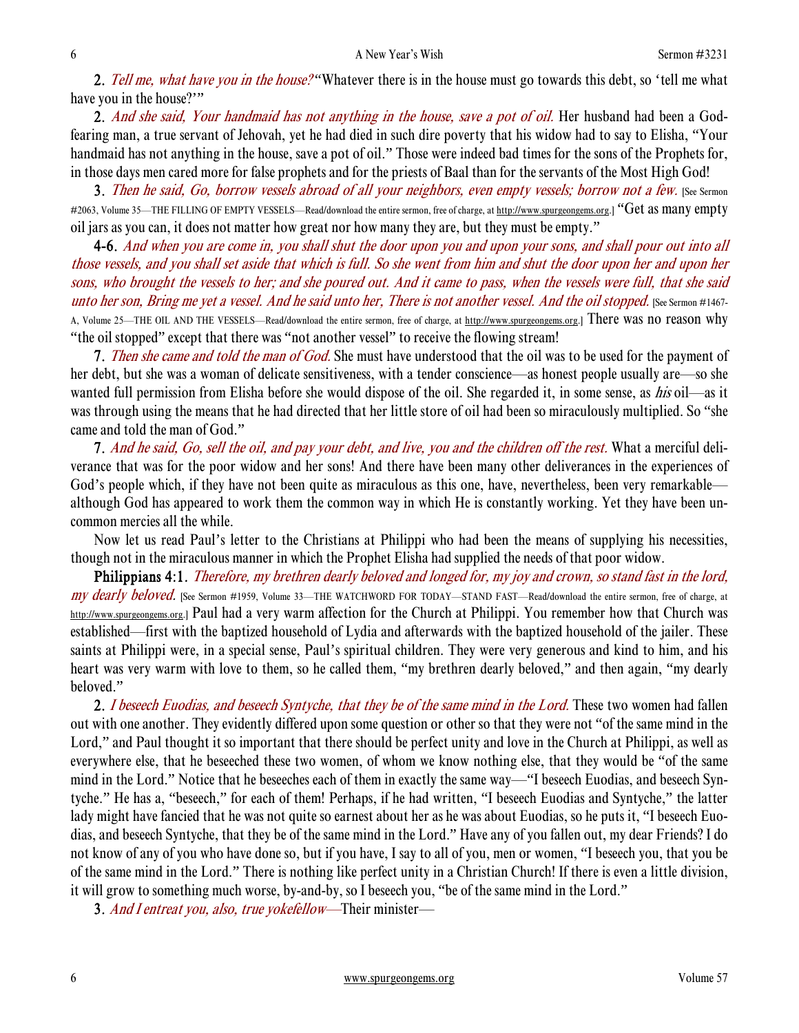**2.** *Tell me, what have you in the house?* "Whatever there is in the house must go towards this debt, so 'tell me what have you in the house?'"

**2.** *And she said, Your handmaid has not anything in the house, save a pot of oil.* Her husband had been a God-fearing man, a true servant of Jehovah, yet he had died in such dire poverty that his widow had to say to Elisha, "Your handmaid has not anything in the house, save a pot of oil." Those were indeed bad times for the sons of the Prophets for, in those days men cared more for false prophets and for the priests of Baal than for the servants of the Most High God!

**3.** *Then he said, Go, borrow vessels abroad of all your neighbors, even empty vessels; borrow not a few.* [See Sermon #2063, Volume 35—THE FILLING OF EMPTY VESSELS—Read/download the entire sermon, free of charge, at http://www.spurgeongems.org.] "Get as many empty oil jars as you can, it does not matter how great nor how many they are, but they must be empty."

**4-6.** *And when you are come in, you shall shut the door upon you and upon your sons, and shall pour out into all those vessels, and you shall set aside that which is full. So she went from him and shut the door upon her and upon her sons, who brought the vessels to her; and she poured out. And it came to pass, when the vessels were full, that she said unto her son, Bring me yet a vessel. And he said unto her, There is not another vessel. And the oil stopped.* [See Sermon #1467-A, Volume 25—THE OIL AND THE VESSELS—Read/download the entire sermon, free of charge, at http://www.spurgeongems.org.] There was no reason why "the oil stopped" except that there was "not another vessel" to receive the flowing stream!

**7.** *Then she came and told the man of God.* She must have understood that the oil was to be used for the payment of her debt, but she was a woman of delicate sensitiveness, with a tender conscience—as honest people usually are—so she wanted full permission from Elisha before she would dispose of the oil. She regarded it, in some sense, as *his* oil—as it was through using the means that he had directed that her little store of oil had been so miraculously multiplied. So "she came and told the man of God."

**7.** *And he said, Go, sell the oil, and pay your debt, and live, you and the children off the rest.* What a merciful deliverance that was for the poor widow and her sons! And there have been many other deliverances in the experiences of God's people which, if they have not been quite as miraculous as this one, have, nevertheless, been very remarkable—although God has appeared to work them the common way in which He is constantly working. Yet they have been uncommon mercies all the while.

Now let us read Paul's letter to the Christians at Philippi who had been the means of supplying his necessities, though not in the miraculous manner in which the Prophet Elisha had supplied the needs of that poor widow.

**Philippians 4:1.** *Therefore, my brethren dearly beloved and longed for, my joy and crown, so stand fast in the lord, my dearly beloved.* [See Sermon #1959, Volume 33—THE WATCHWORD FOR TODAY—STAND FAST—Read/download the entire sermon, free of charge, at http://www.spurgeongems.org.] Paul had a very warm affection for the Church at Philippi. You remember how that Church was established—first with the baptized household of Lydia and afterwards with the baptized household of the jailer. These saints at Philippi were, in a special sense, Paul's spiritual children. They were very generous and kind to him, and his heart was very warm with love to them, so he called them, "my brethren dearly beloved," and then again, "my dearly beloved."

**2.** *I beseech Euodias, and beseech Syntyche, that they be of the same mind in the Lord.* These two women had fallen out with one another. They evidently differed upon some question or other so that they were not "of the same mind in the Lord," and Paul thought it so important that there should be perfect unity and love in the Church at Philippi, as well as everywhere else, that he beseeched these two women, of whom we know nothing else, that they would be "of the same mind in the Lord." Notice that he beseeches each of them in exactly the same way—"I beseech Euodias, and beseech Syntyche." He has a, "beseech," for each of them! Perhaps, if he had written, "I beseech Euodias and Syntyche," the latter lady might have fancied that he was not quite so earnest about her as he was about Euodias, so he puts it, "I beseech Euodias, and beseech Syntyche, that they be of the same mind in the Lord." Have any of you fallen out, my dear Friends? I do not know of any of you who have done so, but if you have, I say to all of you, men or women, "I beseech you, that you be of the same mind in the Lord." There is nothing like perfect unity in a Christian Church! If there is even a little division, it will grow to something much worse, by-and-by, so I beseech you, "be of the same mind in the Lord."

**3.** *And I entreat you, also, true yokefellow*—Their minister—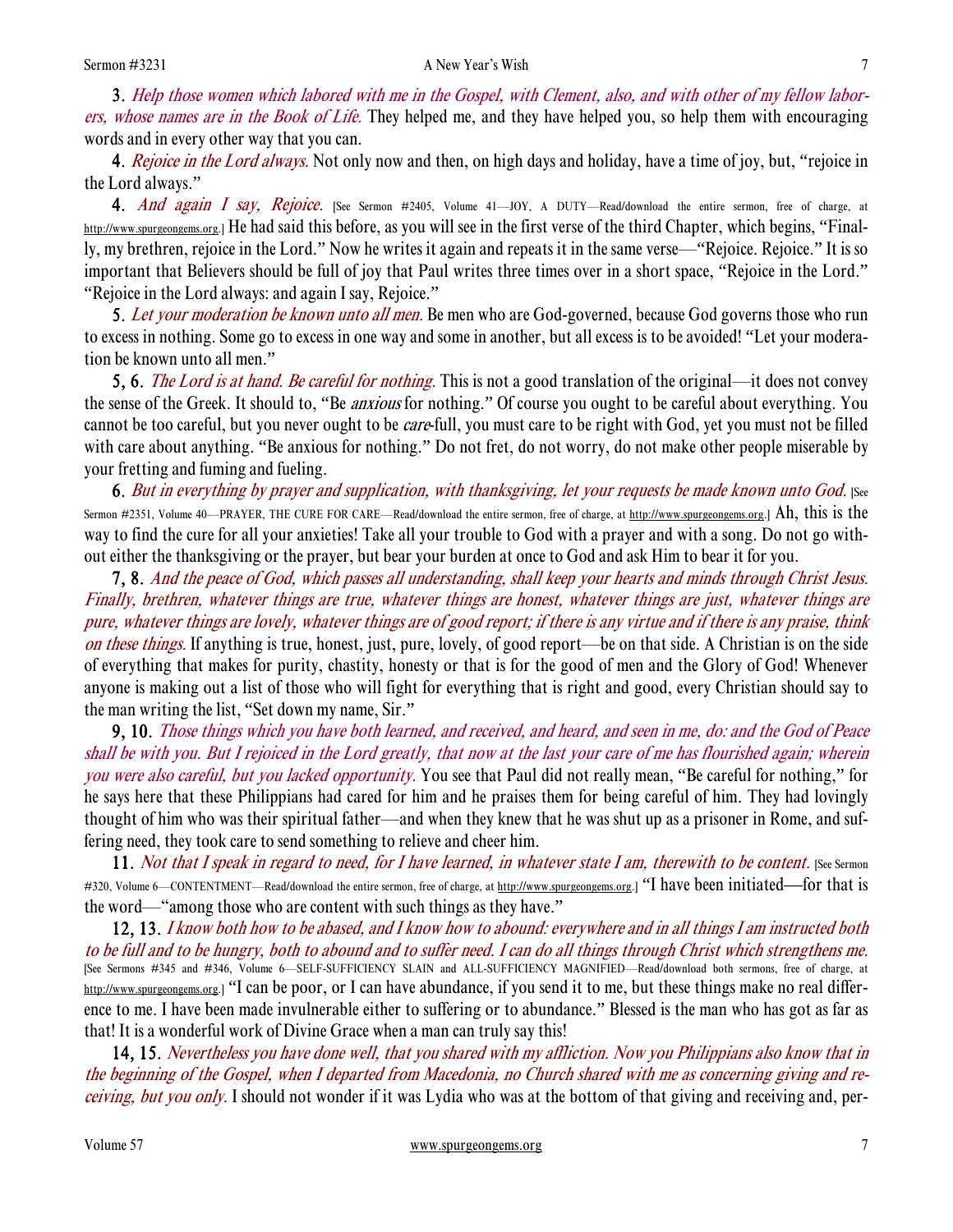**3.** *Help those women which labored with me in the Gospel, with Clement, also, and with other of my fellow laborers, whose names are in the Book of Life.* They helped me, and they have helped you, so help them with encouraging words and in every other way that you can.

**4.** *Rejoice in the Lord always.* Not only now and then, on high days and holiday, have a time of joy, but, "rejoice in the Lord always."

**4.** *And again I say, Rejoice.* [See Sermon #2405, Volume 41—JOY, A DUTY—Read/download the entire sermon, free of charge, at http://www.spurgeongems.org.] He had said this before, as you will see in the first verse of the third Chapter, which begins, "Finally, my brethren, rejoice in the Lord." Now he writes it again and repeats it in the same verse—"Rejoice. Rejoice." It is so important that Believers should be full of joy that Paul writes three times over in a short space, "Rejoice in the Lord." "Rejoice in the Lord always: and again I say, Rejoice."

**5.** *Let your moderation be known unto all men.* Be men who are God-governed, because God governs those who run to excess in nothing. Some go to excess in one way and some in another, but all excess is to be avoided! "Let your moderation be known unto all men."

**5, 6.** *The Lord is at hand. Be careful for nothing.* This is not a good translation of the original—it does not convey the sense of the Greek. It should to, "Be *anxious* for nothing." Of course you ought to be careful about everything. You cannot be too careful, but you never ought to be *care*-full, you must care to be right with God, yet you must not be filled with care about anything. "Be anxious for nothing." Do not fret, do not worry, do not make other people miserable by your fretting and fuming and fueling.

**6.** *But in everything by prayer and supplication, with thanksgiving, let your requests be made known unto God.* [See Sermon #2351, Volume 40—PRAYER, THE CURE FOR CARE—Read/download the entire sermon, free of charge, at http://www.spurgeongems.org.] Ah, this is the way to find the cure for all your anxieties! Take all your trouble to God with a prayer and with a song. Do not go without either the thanksgiving or the prayer, but bear your burden at once to God and ask Him to bear it for you.

**7, 8.** *And the peace of God, which passes all understanding, shall keep your hearts and minds through Christ Jesus. Finally, brethren, whatever things are true, whatever things are honest, whatever things are just, whatever things are pure, whatever things are lovely, whatever things are of good report; if there is any virtue and if there is any praise, think on these things.* If anything is true, honest, just, pure, lovely, of good report—be on that side. A Christian is on the side of everything that makes for purity, chastity, honesty or that is for the good of men and the Glory of God! Whenever anyone is making out a list of those who will fight for everything that is right and good, every Christian should say to the man writing the list, "Set down my name, Sir."

**9, 10.** *Those things which you have both learned, and received, and heard, and seen in me, do: and the God of Peace shall be with you. But I rejoiced in the Lord greatly, that now at the last your care of me has flourished again; wherein you were also careful, but you lacked opportunity.* You see that Paul did not really mean, "Be careful for nothing," for he says here that these Philippians had cared for him and he praises them for being careful of him. They had lovingly thought of him who was their spiritual father—and when they knew that he was shut up as a prisoner in Rome, and suffering need, they took care to send something to relieve and cheer him.

**11.** *Not that I speak in regard to need, for I have learned, in whatever state I am, therewith to be content.* [See Sermon #320, Volume 6—CONTENTMENT—Read/download the entire sermon, free of charge, at http://www.spurgeongems.org.] "I have been initiated—for that is the word—"among those who are content with such things as they have."

**12, 13.** *I know both how to be abased, and I know how to abound: everywhere and in all things I am instructed both to be full and to be hungry, both to abound and to suffer need. I can do all things through Christ which strengthens me.* [See Sermons #345 and #346, Volume 6—SELF-SUFFICIENCY SLAIN and ALL-SUFFICIENCY MAGNIFIED—Read/download both sermons, free of charge, at http://www.spurgeongems.org.] "I can be poor, or I can have abundance, if you send it to me, but these things make no real difference to me. I have been made invulnerable either to suffering or to abundance." Blessed is the man who has got as far as that! It is a wonderful work of Divine Grace when a man can truly say this!

**14, 15.** *Nevertheless you have done well, that you shared with my affliction. Now you Philippians also know that in the beginning of the Gospel, when I departed from Macedonia, no Church shared with me as concerning giving and receiving, but you only.* I should not wonder if it was Lydia who was at the bottom of that giving and receiving and, per-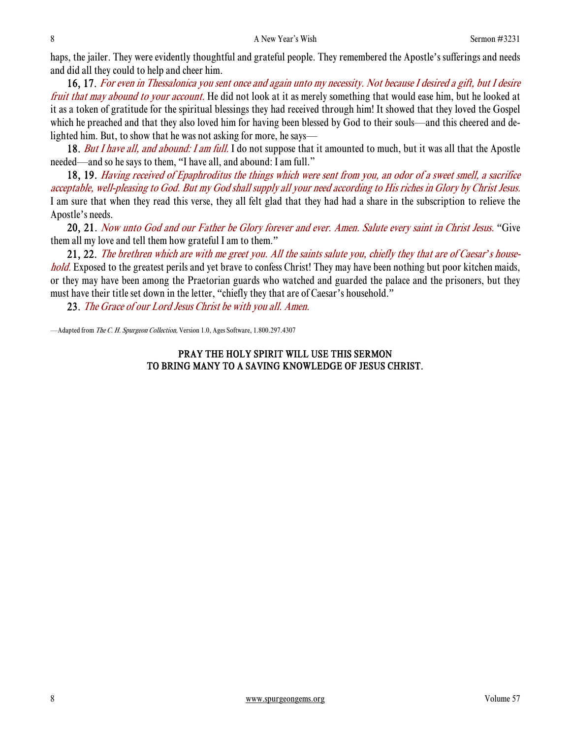haps, the jailer. They were evidently thoughtful and grateful people. They remembered the Apostle's sufferings and needs and did all they could to help and cheer him.

**16, 17**. *For even in Thessalonica you sent once and again unto my necessity. Not because I desired a gift, but I desire fruit that may abound to your account.* He did not look at it as merely something that would ease him, but he looked at it as a token of gratitude for the spiritual blessings they had received through him! It showed that they loved the Gospel which he preached and that they also loved him for having been blessed by God to their souls—and this cheered and delighted him. But, to show that he was not asking for more, he says—

**18**. *But I have all, and abound: I am full.* I do not suppose that it amounted to much, but it was all that the Apostle needed—and so he says to them, "I have all, and abound: I am full."

**18, 19**. *Having received of Epaphroditus the things which were sent from you, an odor of a sweet smell, a sacrifice acceptable, well-pleasing to God. But my God shall supply all your need according to His riches in Glory by Christ Jesus.* I am sure that when they read this verse, they all felt glad that they had had a share in the subscription to relieve the Apostle's needs.

**20, 21**. *Now unto God and our Father be Glory forever and ever. Amen. Salute every saint in Christ Jesus.* "Give them all my love and tell them how grateful I am to them."

**21, 22**. *The brethren which are with me greet you. All the saints salute you, chiefly they that are of Caesar's household.* Exposed to the greatest perils and yet brave to confess Christ! They may have been nothing but poor kitchen maids, or they may have been among the Praetorian guards who watched and guarded the palace and the prisoners, but they must have their title set down in the letter, "chiefly they that are of Caesar's household."

**23**. *The Grace of our Lord Jesus Christ be with you all. Amen.*

—Adapted from *The C. H. Spurgeon Collection,* Version 1.0, Ages Software, 1.800.297.4307

**PRAY THE HOLY SPIRIT WILL USE THIS SERMON TO BRING MANY TO A SAVING KNOWLEDGE OF JESUS CHRIST.**